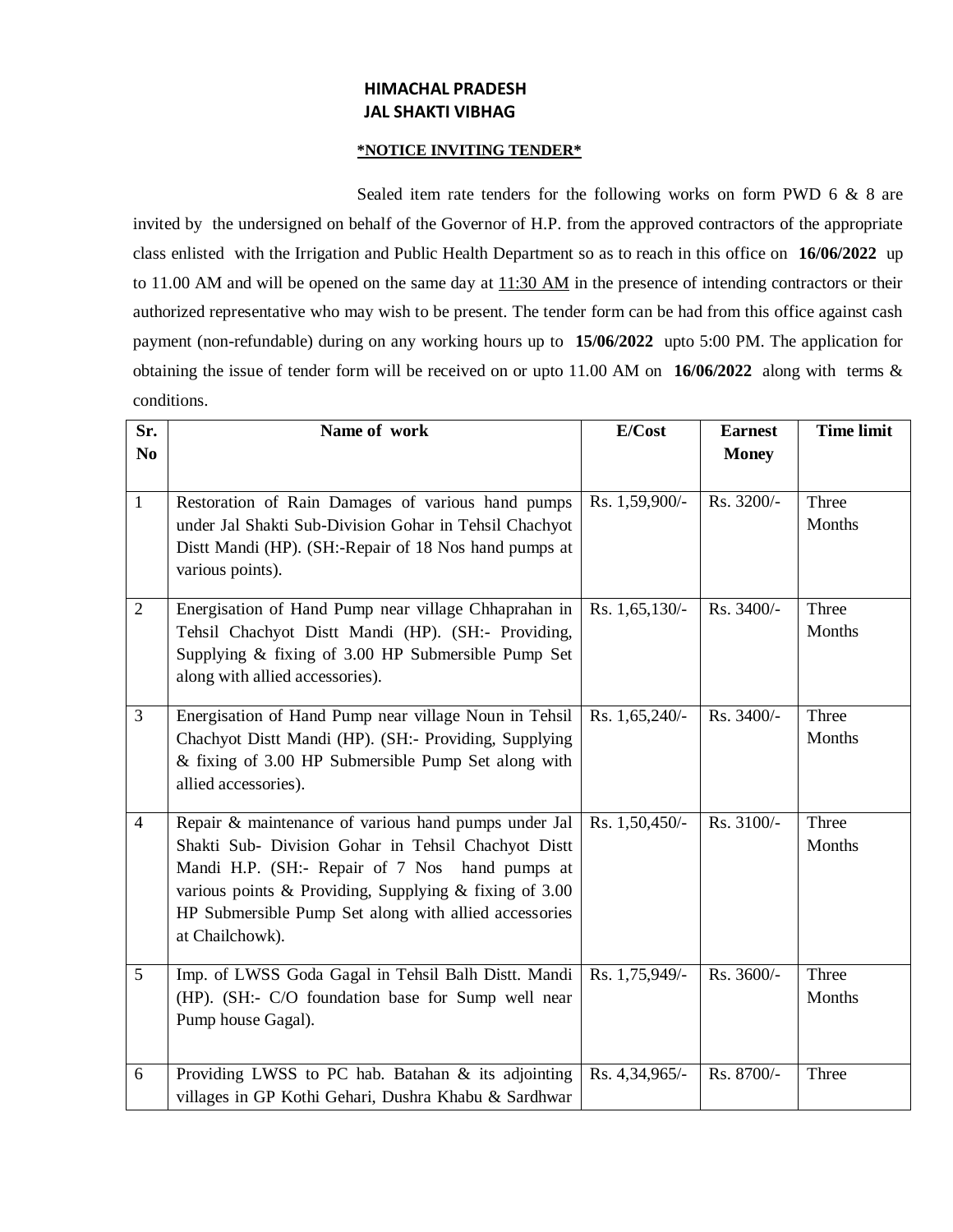**HIMACHAL PRADESH**
**JAL SHAKTI VIBHAG**

**\*NOTICE INVITING TENDER\***

Sealed item rate tenders for the following works on form PWD 6 & 8 are invited by the undersigned on behalf of the Governor of H.P. from the approved contractors of the appropriate class enlisted with the Irrigation and Public Health Department so as to reach in this office on **16/06/2022** up to 11.00 AM and will be opened on the same day at 11:30 AM in the presence of intending contractors or their authorized representative who may wish to be present. The tender form can be had from this office against cash payment (non-refundable) during on any working hours up to **15/06/2022** upto 5:00 PM. The application for obtaining the issue of tender form will be received on or upto 11.00 AM on **16/06/2022** along with terms & conditions.

| Sr. No | Name of work | E/Cost | Earnest Money | Time limit |
|---|---|---|---|---|
| 1 | Restoration of Rain Damages of various hand pumps under Jal Shakti Sub-Division Gohar in Tehsil Chachyot Distt Mandi (HP). (SH:-Repair of 18 Nos hand pumps at various points). | Rs. 1,59,900/- | Rs. 3200/- | Three Months |
| 2 | Energisation of Hand Pump near village Chhaprahan in Tehsil Chachyot Distt Mandi (HP). (SH:- Providing, Supplying & fixing of 3.00 HP Submersible Pump Set along with allied accessories). | Rs. 1,65,130/- | Rs. 3400/- | Three Months |
| 3 | Energisation of Hand Pump near village Noun in Tehsil Chachyot Distt Mandi (HP). (SH:- Providing, Supplying & fixing of 3.00 HP Submersible Pump Set along with allied accessories). | Rs. 1,65,240/- | Rs. 3400/- | Three Months |
| 4 | Repair & maintenance of various hand pumps under Jal Shakti Sub- Division Gohar in Tehsil Chachyot Distt Mandi H.P. (SH:- Repair of 7 Nos hand pumps at various points & Providing, Supplying & fixing of 3.00 HP Submersible Pump Set along with allied accessories at Chailchowk). | Rs. 1,50,450/- | Rs. 3100/- | Three Months |
| 5 | Imp. of LWSS Goda Gagal in Tehsil Balh Distt. Mandi (HP). (SH:- C/O foundation base for Sump well near Pump house Gagal). | Rs. 1,75,949/- | Rs. 3600/- | Three Months |
| 6 | Providing LWSS to PC hab. Batahan & its adjointing villages in GP Kothi Gehari, Dushra Khabu & Sardhwar | Rs. 4,34,965/- | Rs. 8700/- | Three |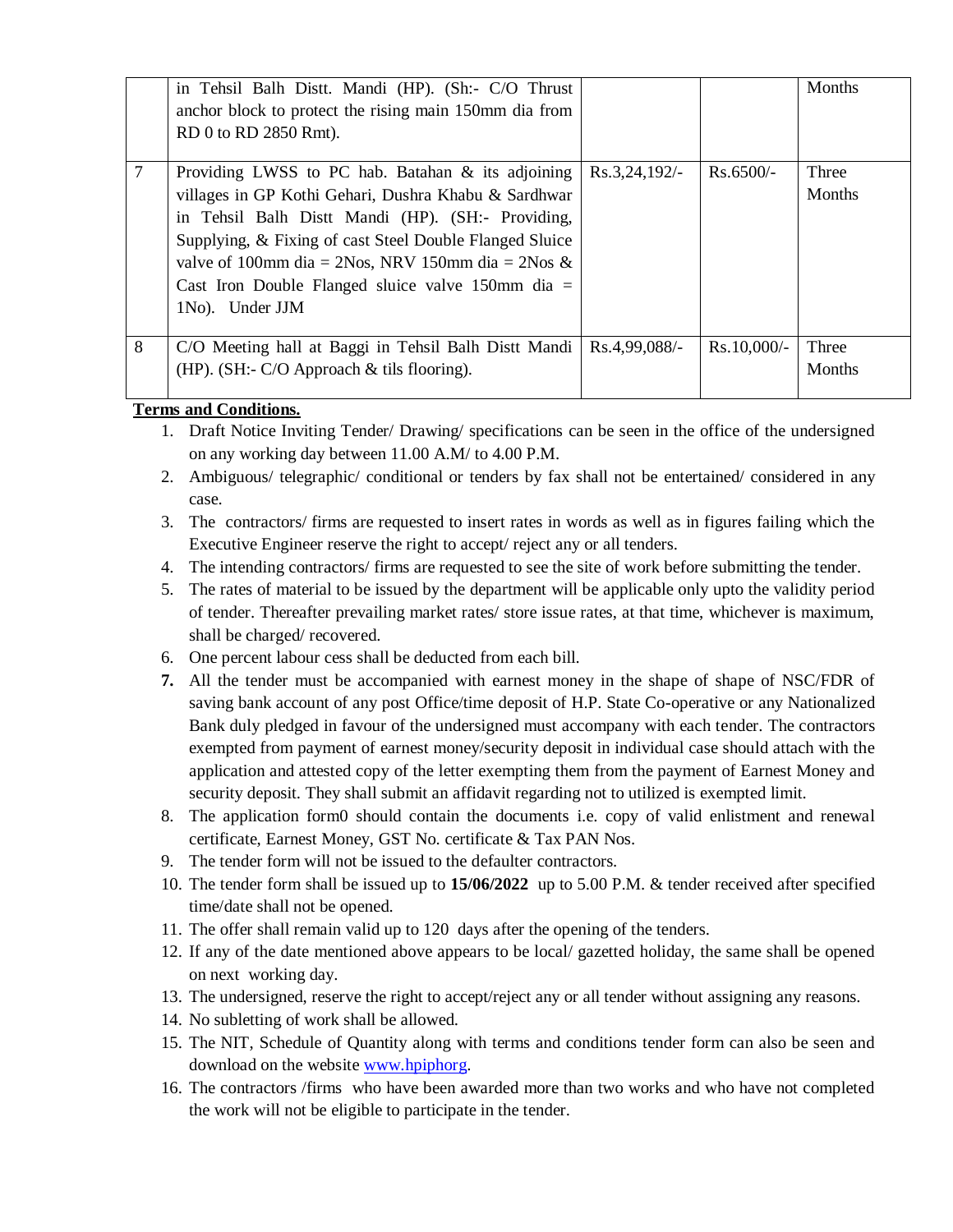|   | in Tehsil Balh Distt. Mandi (HP). (Sh:- C/O Thrust anchor block to protect the rising main 150mm dia from RD 0 to RD 2850 Rmt). |   |   | Months |
|---|---|---|---|---|
| 7 | Providing LWSS to PC hab. Batahan & its adjoining villages in GP Kothi Gehari, Dushra Khabu & Sardhwar in Tehsil Balh Distt Mandi (HP). (SH:- Providing, Supplying, & Fixing of cast Steel Double Flanged Sluice valve of 100mm dia = 2Nos, NRV 150mm dia = 2Nos & Cast Iron Double Flanged sluice valve 150mm dia = 1No). Under JJM | Rs.3,24,192/- | Rs.6500/- | Three Months |
| 8 | C/O Meeting hall at Baggi in Tehsil Balh Distt Mandi (HP). (SH:- C/O Approach & tils flooring). | Rs.4,99,088/- | Rs.10,000/- | Three Months |

**Terms and Conditions.**

1. Draft Notice Inviting Tender/ Drawing/ specifications can be seen in the office of the undersigned on any working day between 11.00 A.M/ to 4.00 P.M.
2. Ambiguous/ telegraphic/ conditional or tenders by fax shall not be entertained/ considered in any case.
3. The contractors/ firms are requested to insert rates in words as well as in figures failing which the Executive Engineer reserve the right to accept/ reject any or all tenders.
4. The intending contractors/ firms are requested to see the site of work before submitting the tender.
5. The rates of material to be issued by the department will be applicable only upto the validity period of tender. Thereafter prevailing market rates/ store issue rates, at that time, whichever is maximum, shall be charged/ recovered.
6. One percent labour cess shall be deducted from each bill.
7. All the tender must be accompanied with earnest money in the shape of shape of NSC/FDR of saving bank account of any post Office/time deposit of H.P. State Co-operative or any Nationalized Bank duly pledged in favour of the undersigned must accompany with each tender. The contractors exempted from payment of earnest money/security deposit in individual case should attach with the application and attested copy of the letter exempting them from the payment of Earnest Money and security deposit. They shall submit an affidavit regarding not to utilized is exempted limit.
8. The application form0 should contain the documents i.e. copy of valid enlistment and renewal certificate, Earnest Money, GST No. certificate & Tax PAN Nos.
9. The tender form will not be issued to the defaulter contractors.
10. The tender form shall be issued up to **15/06/2022** up to 5.00 P.M. & tender received after specified time/date shall not be opened.
11. The offer shall remain valid up to 120 days after the opening of the tenders.
12. If any of the date mentioned above appears to be local/ gazetted holiday, the same shall be opened on next working day.
13. The undersigned, reserve the right to accept/reject any or all tender without assigning any reasons.
14. No subletting of work shall be allowed.
15. The NIT, Schedule of Quantity along with terms and conditions tender form can also be seen and download on the website www.hpiphorg.
16. The contractors /firms who have been awarded more than two works and who have not completed the work will not be eligible to participate in the tender.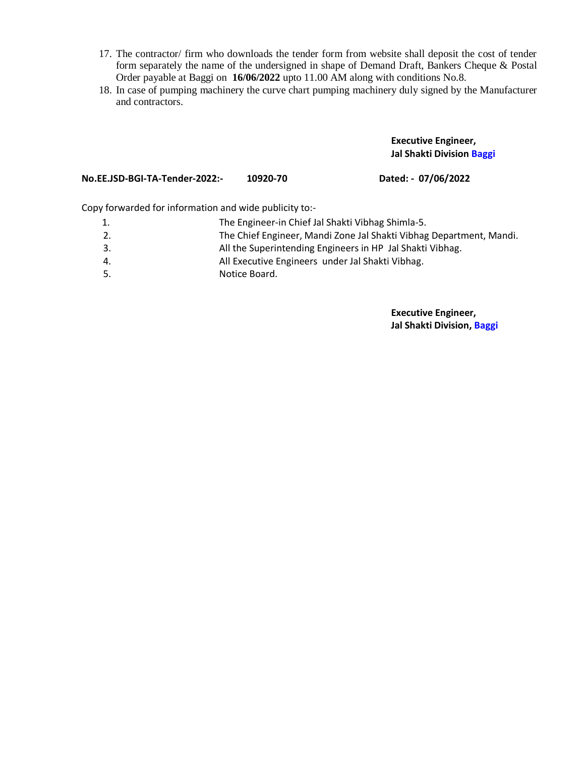17. The contractor/ firm who downloads the tender form from website shall deposit the cost of tender form separately the name of the undersigned in shape of Demand Draft, Bankers Cheque & Postal Order payable at Baggi on **16/06/2022** upto 11.00 AM along with conditions No.8.
18. In case of pumping machinery the curve chart pumping machinery duly signed by the Manufacturer and contractors.

**Executive Engineer,**
**Jal Shakti Division Baggi**

**No.EE.JSD-BGI-TA-Tender-2022:- 10920-70 Dated: - 07/06/2022**

Copy forwarded for information and wide publicity to:-

1. The Engineer-in Chief Jal Shakti Vibhag Shimla-5.
2. The Chief Engineer, Mandi Zone Jal Shakti Vibhag Department, Mandi.
3. All the Superintending Engineers in HP Jal Shakti Vibhag.
4. All Executive Engineers under Jal Shakti Vibhag.
5. Notice Board.

**Executive Engineer,**
**Jal Shakti Division, Baggi**